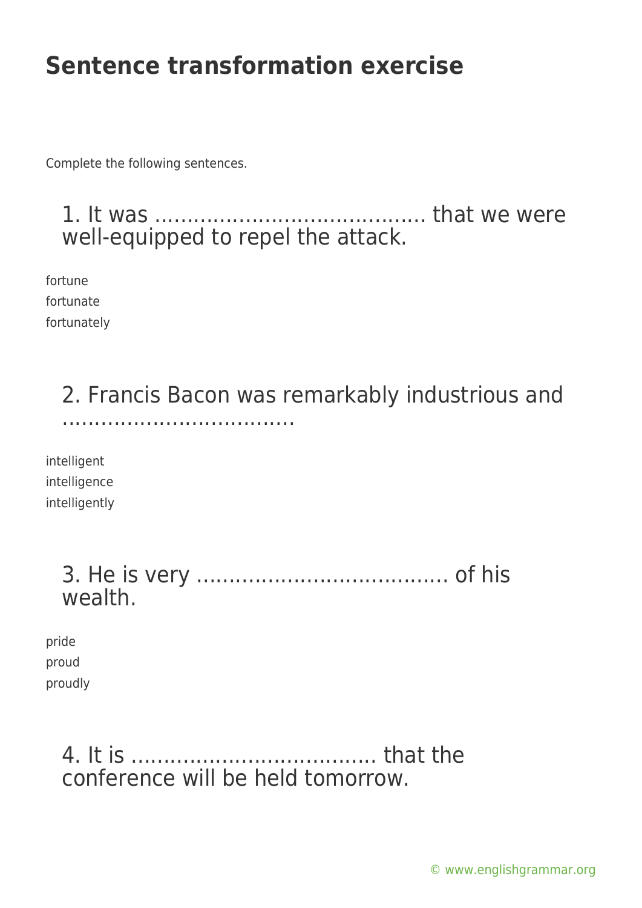# Sentence transformation exercise

Complete the following sentences.

## 1. It was ......................................... that we were well-equipped to repel the attack.

fortune
fortunate
fortunately

## 2. Francis Bacon was remarkably industrious and ....................................

intelligent
intelligence
intelligently

## 3. He is very ...................................... of his wealth.

pride
proud
proudly

## 4. It is ..................................... that the conference will be held tomorrow.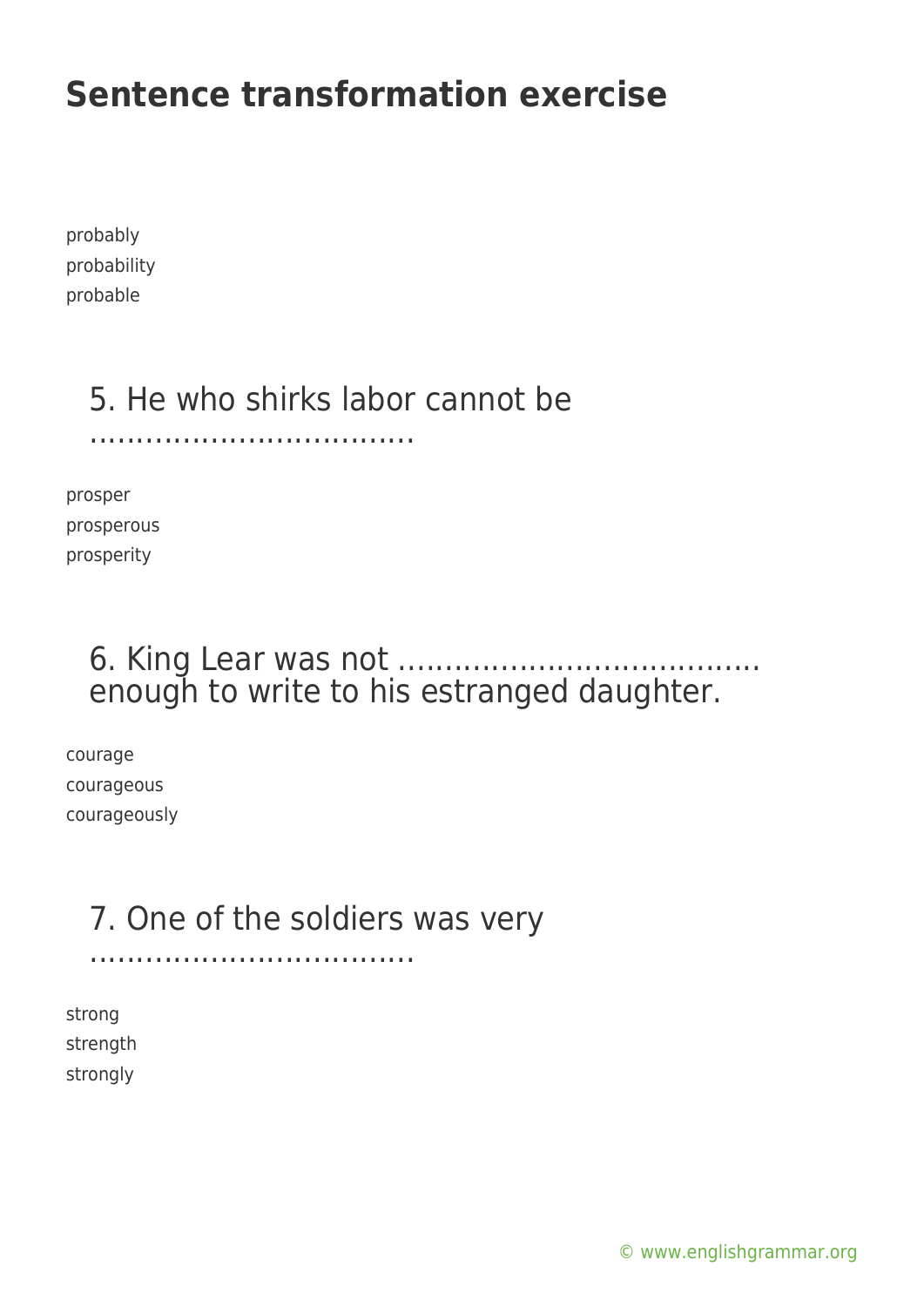# Sentence transformation exercise

probably
probability
probable

5. He who shirks labor cannot be ……………………………

prosper
prosperous
prosperity

6. King Lear was not ………………………………. enough to write to his estranged daughter.

courage
courageous
courageously

7. One of the soldiers was very ……………………………

strong
strength
strongly

© www.englishgrammar.org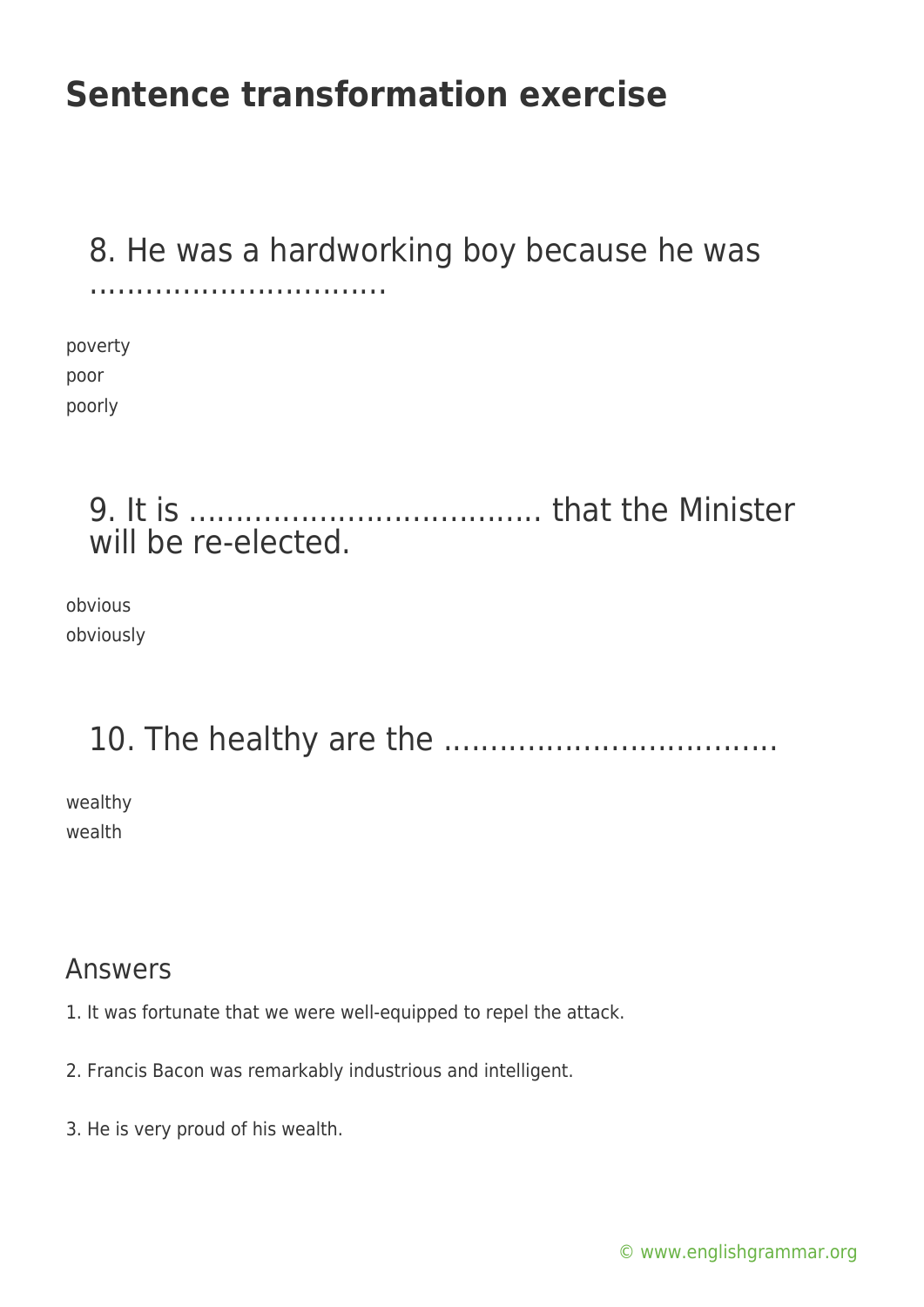# Sentence transformation exercise

## 8. He was a hardworking boy because he was ……………………………

poverty
poor
poorly

## 9. It is ………………………………. that the Minister will be re-elected.

obvious
obviously

## 10. The healthy are the ……………………………..

wealthy
wealth

## Answers

1. It was fortunate that we were well-equipped to repel the attack.

2. Francis Bacon was remarkably industrious and intelligent.

3. He is very proud of his wealth.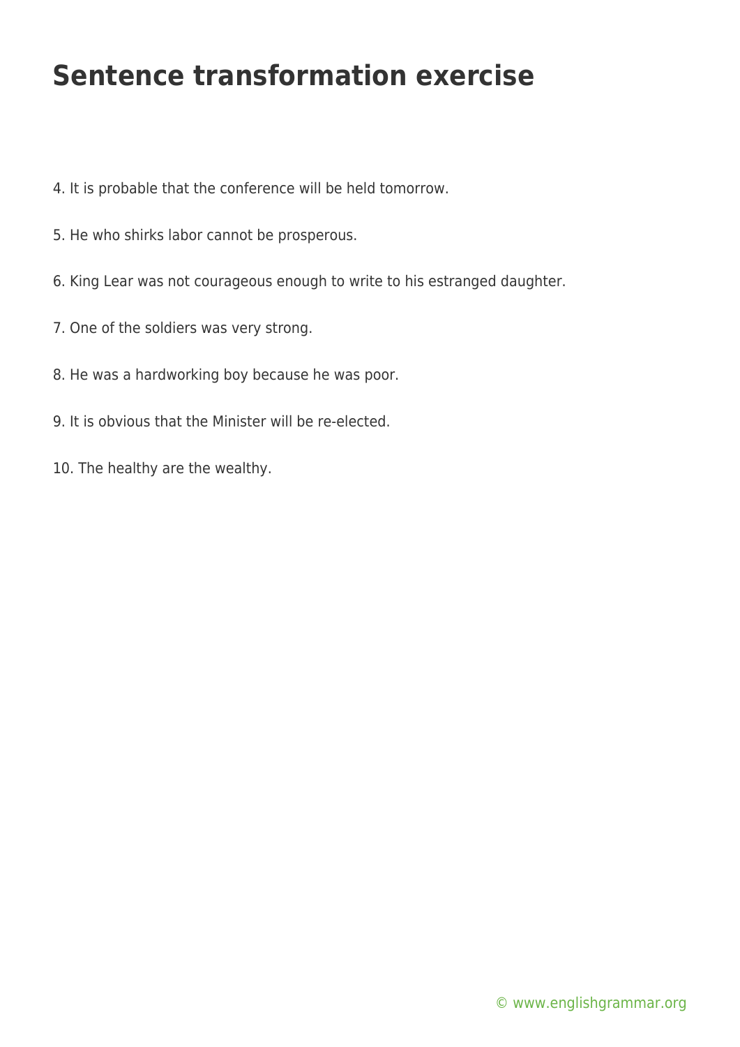# Sentence transformation exercise

4. It is probable that the conference will be held tomorrow.

5. He who shirks labor cannot be prosperous.

6. King Lear was not courageous enough to write to his estranged daughter.

7. One of the soldiers was very strong.

8. He was a hardworking boy because he was poor.

9. It is obvious that the Minister will be re-elected.

10. The healthy are the wealthy.